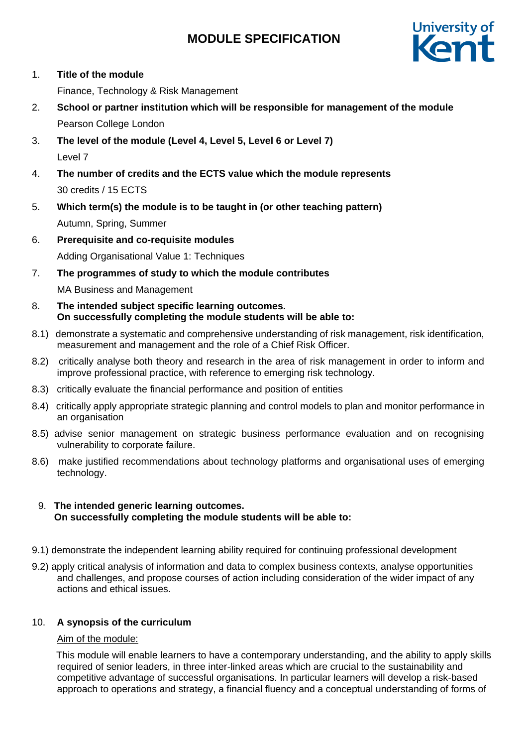# MODULE SPECIFICATION

1. **Title of the module**

   Finance, Technology & Risk Management

2. **School or partner institution which will be responsible for management of the module**

   Pearson College London

3. **The level of the module (Level 4, Level 5, Level 6 or Level 7)**

   Level 7

4. **The number of credits and the ECTS value which the module represents**

   30 credits / 15 ECTS

5. **Which term(s) the module is to be taught in (or other teaching pattern)**

   Autumn, Spring, Summer

6. **Prerequisite and co-requisite modules**

   Adding Organisational Value 1: Techniques

7. **The programmes of study to which the module contributes**

   MA Business and Management

8. **The intended subject specific learning outcomes.**
   **On successfully completing the module students will be able to:**

8.1) demonstrate a systematic and comprehensive understanding of risk management, risk identification, measurement and management and the role of a Chief Risk Officer.

8.2) critically analyse both theory and research in the area of risk management in order to inform and improve professional practice, with reference to emerging risk technology.

8.3) critically evaluate the financial performance and position of entities

8.4) critically apply appropriate strategic planning and control models to plan and monitor performance in an organisation

8.5) advise senior management on strategic business performance evaluation and on recognising vulnerability to corporate failure.

8.6) make justified recommendations about technology platforms and organisational uses of emerging technology.

9. **The intended generic learning outcomes.**
   **On successfully completing the module students will be able to:**

9.1) demonstrate the independent learning ability required for continuing professional development

9.2) apply critical analysis of information and data to complex business contexts, analyse opportunities and challenges, and propose courses of action including consideration of the wider impact of any actions and ethical issues.

10. **A synopsis of the curriculum**

    Aim of the module:

    This module will enable learners to have a contemporary understanding, and the ability to apply skills required of senior leaders, in three inter-linked areas which are crucial to the sustainability and competitive advantage of successful organisations. In particular learners will develop a risk-based approach to operations and strategy, a financial fluency and a conceptual understanding of forms of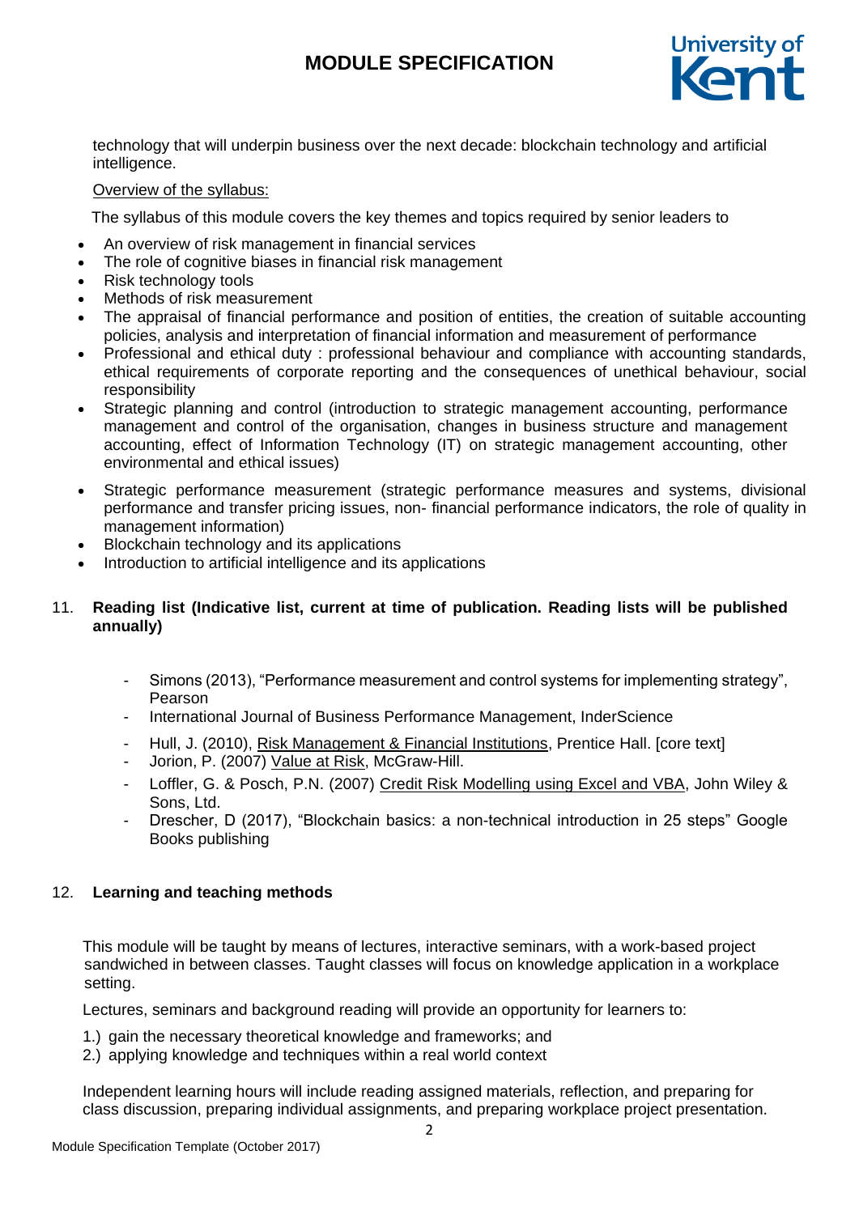technology that will underpin business over the next decade: blockchain technology and artificial intelligence.

Overview of the syllabus:

The syllabus of this module covers the key themes and topics required by senior leaders to

- An overview of risk management in financial services
- The role of cognitive biases in financial risk management
- Risk technology tools
- Methods of risk measurement
- The appraisal of financial performance and position of entities, the creation of suitable accounting policies, analysis and interpretation of financial information and measurement of performance
- Professional and ethical duty : professional behaviour and compliance with accounting standards, ethical requirements of corporate reporting and the consequences of unethical behaviour, social responsibility
- Strategic planning and control (introduction to strategic management accounting, performance management and control of the organisation, changes in business structure and management accounting, effect of Information Technology (IT) on strategic management accounting, other environmental and ethical issues)
- Strategic performance measurement (strategic performance measures and systems, divisional performance and transfer pricing issues, non- financial performance indicators, the role of quality in management information)
- Blockchain technology and its applications
- Introduction to artificial intelligence and its applications

## 11. Reading list (Indicative list, current at time of publication. Reading lists will be published annually)

- Simons (2013), "Performance measurement and control systems for implementing strategy", Pearson
- International Journal of Business Performance Management, InderScience
- Hull, J. (2010), Risk Management & Financial Institutions, Prentice Hall. [core text]
- Jorion, P. (2007) Value at Risk, McGraw-Hill.
- Loffler, G. & Posch, P.N. (2007) Credit Risk Modelling using Excel and VBA, John Wiley & Sons, Ltd.
- Drescher, D (2017), "Blockchain basics: a non-technical introduction in 25 steps" Google Books publishing

## 12. Learning and teaching methods

This module will be taught by means of lectures, interactive seminars, with a work-based project sandwiched in between classes. Taught classes will focus on knowledge application in a workplace setting.

Lectures, seminars and background reading will provide an opportunity for learners to:

1.) gain the necessary theoretical knowledge and frameworks; and
2.) applying knowledge and techniques within a real world context

Independent learning hours will include reading assigned materials, reflection, and preparing for class discussion, preparing individual assignments, and preparing workplace project presentation.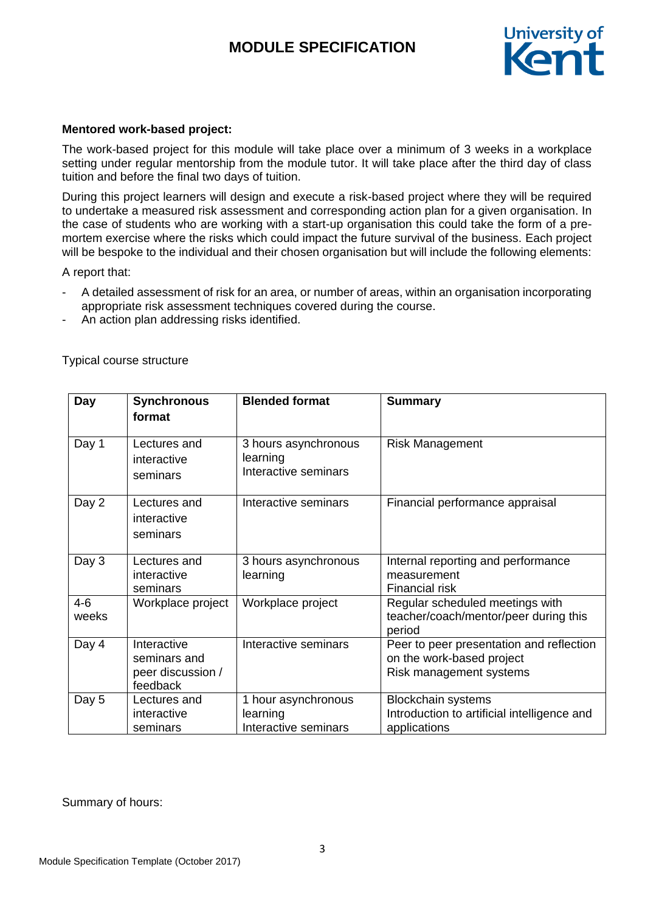**Mentored work-based project:**

The work-based project for this module will take place over a minimum of 3 weeks in a workplace setting under regular mentorship from the module tutor. It will take place after the third day of class tuition and before the final two days of tuition.

During this project learners will design and execute a risk-based project where they will be required to undertake a measured risk assessment and corresponding action plan for a given organisation. In the case of students who are working with a start-up organisation this could take the form of a pre-mortem exercise where the risks which could impact the future survival of the business. Each project will be bespoke to the individual and their chosen organisation but will include the following elements:

A report that:

- A detailed assessment of risk for an area, or number of areas, within an organisation incorporating appropriate risk assessment techniques covered during the course.
- An action plan addressing risks identified.

Typical course structure

| Day | Synchronous format | Blended format | Summary |
|---|---|---|---|
| Day 1 | Lectures and interactive seminars | 3 hours asynchronous learning<br>Interactive seminars | Risk Management |
| Day 2 | Lectures and interactive seminars | Interactive seminars | Financial performance appraisal |
| Day 3 | Lectures and interactive seminars | 3 hours asynchronous learning | Internal reporting and performance measurement<br>Financial risk |
| 4-6 weeks | Workplace project | Workplace project | Regular scheduled meetings with teacher/coach/mentor/peer during this period |
| Day 4 | Interactive seminars and peer discussion / feedback | Interactive seminars | Peer to peer presentation and reflection on the work-based project<br>Risk management systems |
| Day 5 | Lectures and interactive seminars | 1 hour asynchronous learning<br>Interactive seminars | Blockchain systems<br>Introduction to artificial intelligence and applications |

Summary of hours: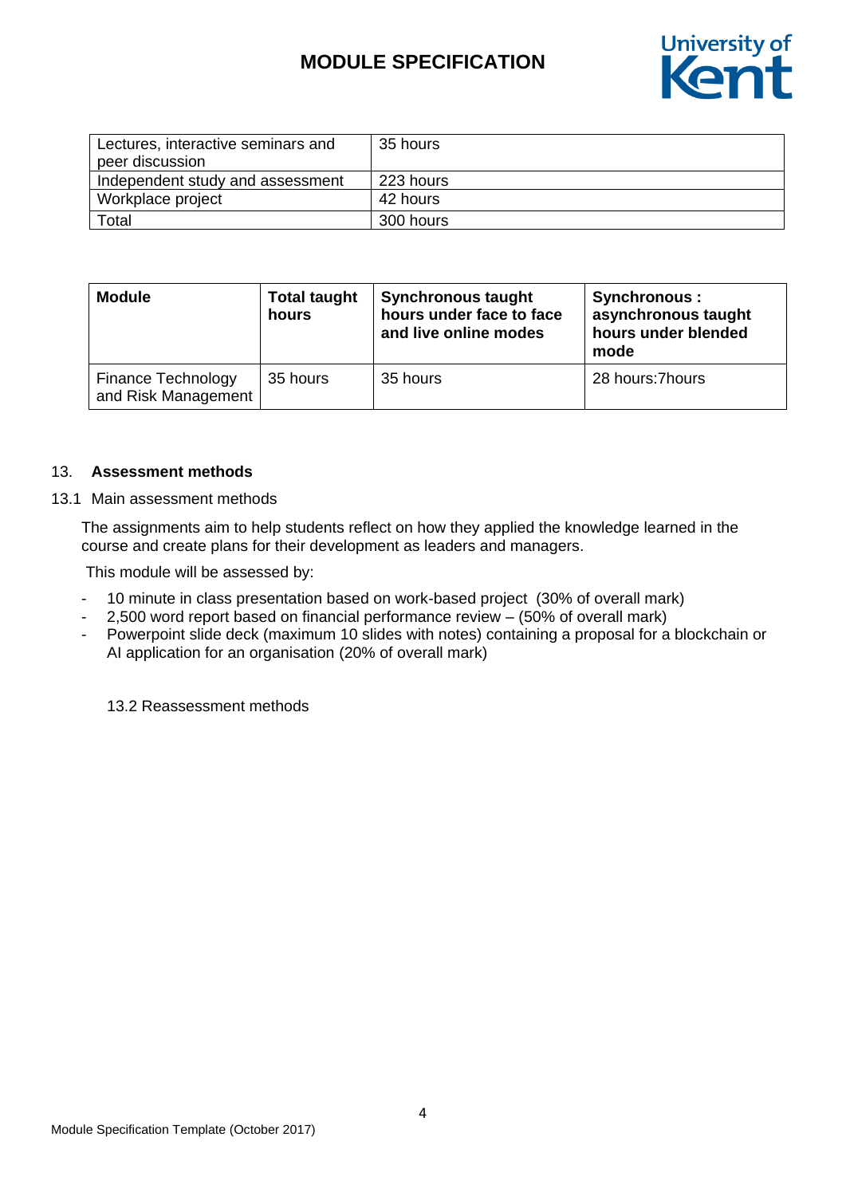| Lectures, interactive seminars and peer discussion | 35 hours |
| --- | --- |
| Independent study and assessment | 223 hours |
| Workplace project | 42 hours |
| Total | 300 hours |

| **Module** | **Total taught hours** | **Synchronous taught hours under face to face and live online modes** | **Synchronous : asynchronous taught hours under blended mode** |
| --- | --- | --- | --- |
| Finance Technology and Risk Management | 35 hours | 35 hours | 28 hours:7hours |

## 13. **Assessment methods**

13.1 Main assessment methods

The assignments aim to help students reflect on how they applied the knowledge learned in the course and create plans for their development as leaders and managers.

This module will be assessed by:

- 10 minute in class presentation based on work-based project (30% of overall mark)
- 2,500 word report based on financial performance review – (50% of overall mark)
- Powerpoint slide deck (maximum 10 slides with notes) containing a proposal for a blockchain or AI application for an organisation (20% of overall mark)

13.2 Reassessment methods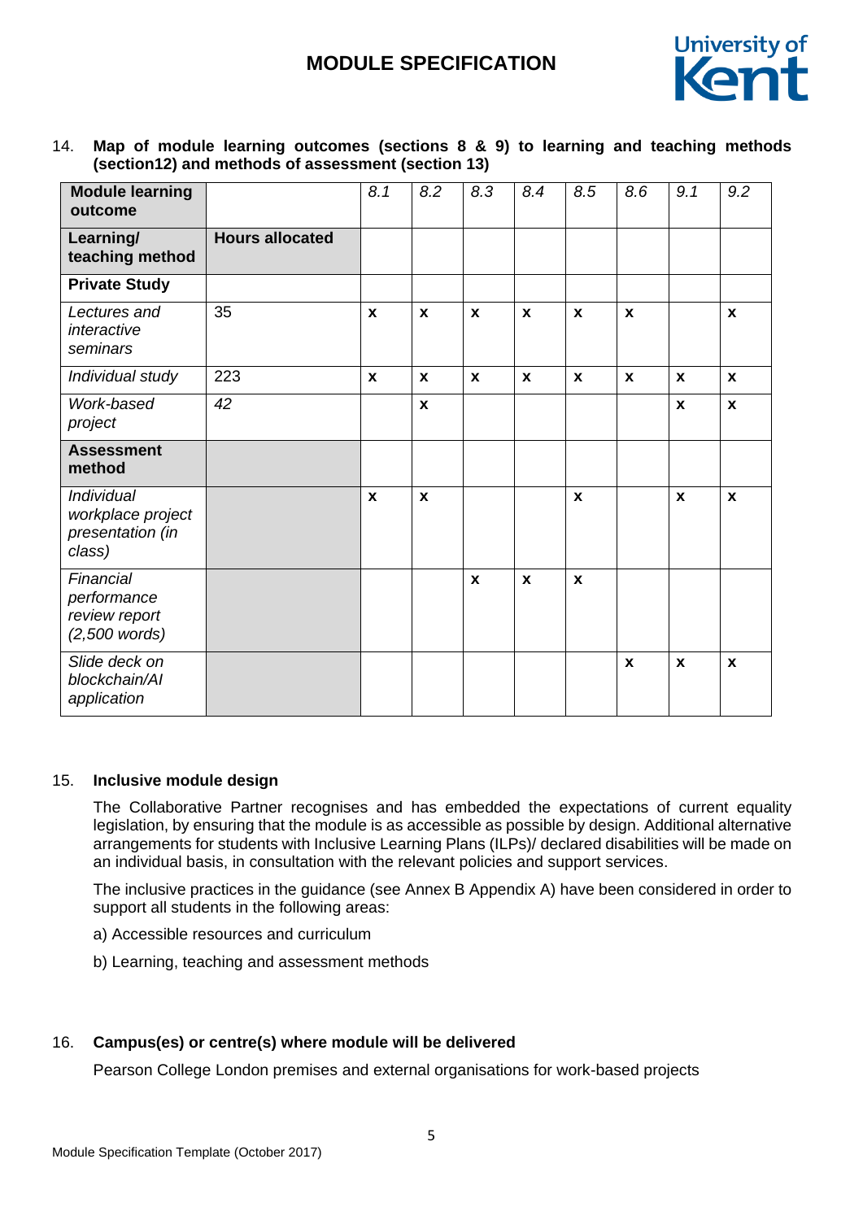14. **Map of module learning outcomes (sections 8 & 9) to learning and teaching methods (section12) and methods of assessment (section 13)**

| **Module learning outcome** | | *8.1* | *8.2* | *8.3* | *8.4* | *8.5* | *8.6* | *9.1* | *9.2* |
|---|---|---|---|---|---|---|---|---|---|
| **Learning/ teaching method** | **Hours allocated** | | | | | | | | |
| **Private Study** | | | | | | | | | |
| *Lectures and interactive seminars* | 35 | **x** | **x** | **x** | **x** | **x** | **x** | | **x** |
| *Individual study* | 223 | **x** | **x** | **x** | **x** | **x** | **x** | **x** | **x** |
| *Work-based project* | *42* | | **x** | | | | | **x** | **x** |
| **Assessment method** | | | | | | | | | |
| *Individual workplace project presentation (in class)* | | **x** | **x** | | | **x** | | **x** | **x** |
| *Financial performance review report (2,500 words)* | | | | **x** | **x** | **x** | | | |
| *Slide deck on blockchain/AI application* | | | | | | | **x** | **x** | **x** |

15. **Inclusive module design**

The Collaborative Partner recognises and has embedded the expectations of current equality legislation, by ensuring that the module is as accessible as possible by design. Additional alternative arrangements for students with Inclusive Learning Plans (ILPs)/ declared disabilities will be made on an individual basis, in consultation with the relevant policies and support services.

The inclusive practices in the guidance (see Annex B Appendix A) have been considered in order to support all students in the following areas:

a) Accessible resources and curriculum

b) Learning, teaching and assessment methods

16. **Campus(es) or centre(s) where module will be delivered**

Pearson College London premises and external organisations for work-based projects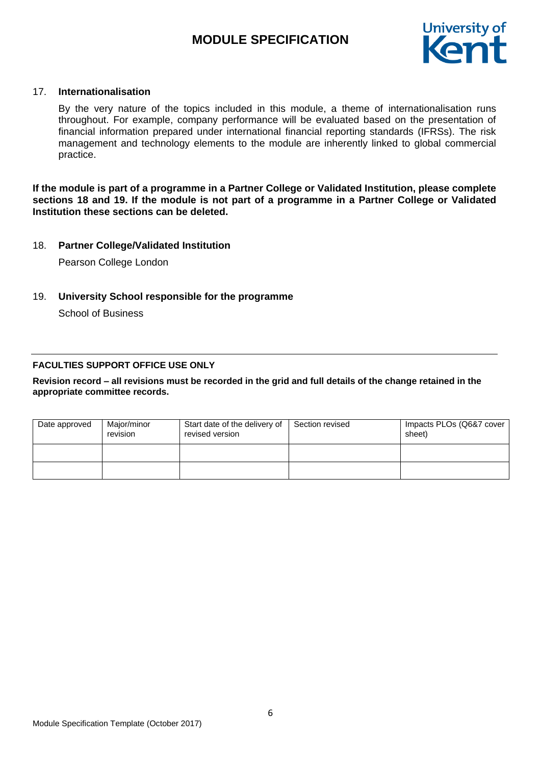17. **Internationalisation**

By the very nature of the topics included in this module, a theme of internationalisation runs throughout. For example, company performance will be evaluated based on the presentation of financial information prepared under international financial reporting standards (IFRSs). The risk management and technology elements to the module are inherently linked to global commercial practice.

**If the module is part of a programme in a Partner College or Validated Institution, please complete sections 18 and 19. If the module is not part of a programme in a Partner College or Validated Institution these sections can be deleted.**

18. **Partner College/Validated Institution**

Pearson College London

19. **University School responsible for the programme**

School of Business

---

**FACULTIES SUPPORT OFFICE USE ONLY**

**Revision record – all revisions must be recorded in the grid and full details of the change retained in the appropriate committee records.**

| Date approved | Major/minor revision | Start date of the delivery of revised version | Section revised | Impacts PLOs (Q6&7 cover sheet) |
|---|---|---|---|---|
| | | | | |
| | | | | |

Module Specification Template (October 2017)